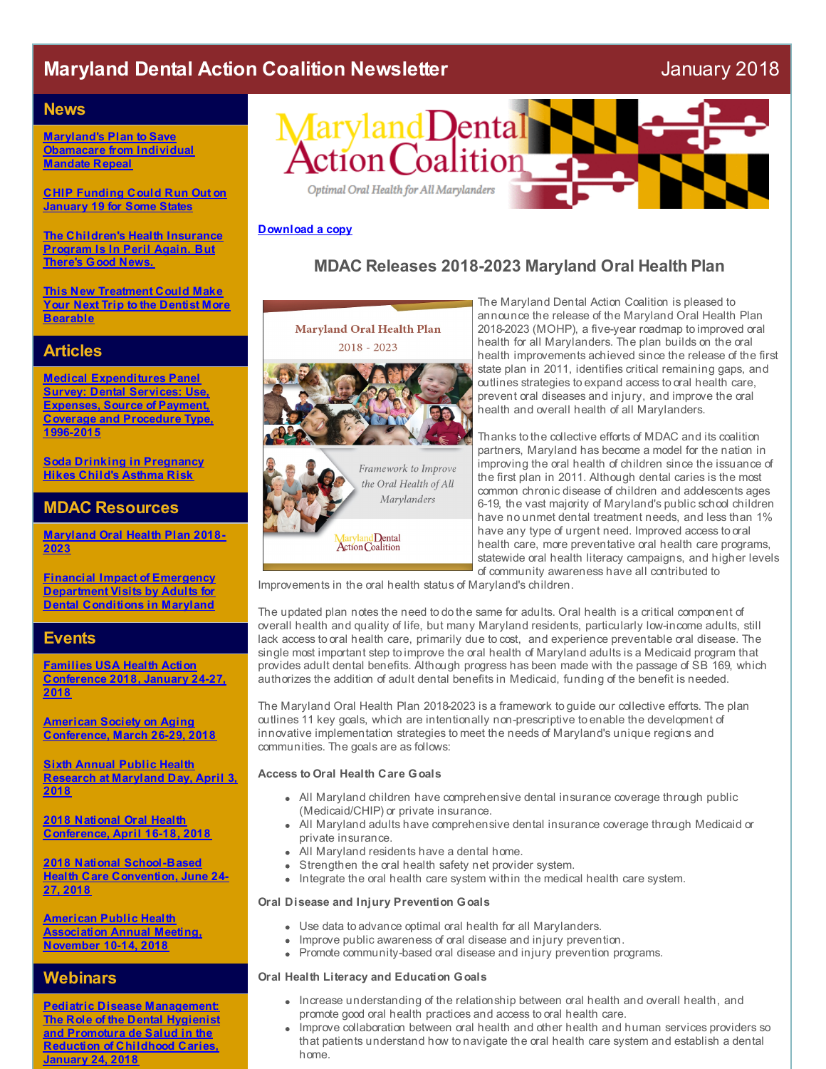# Maryland Dental Action Coalition Newsletter

January 2018

## News

[Maryland's Plan to Save Obamacare from Individual Mandate Repeal]

[CHIP Funding Could Run Out on January 19 for Some States]

[The Children's Health Insurance Program Is In Peril Again. But There's Good News.]

[This New Treatment Could Make Your Next Trip to the Dentist More Bearable]

## Articles

[Medical Expenditures Panel Survey: Dental Services: Use, Expenses, Source of Payment, Coverage and Procedure Type, 1996-2015]

[Soda Drinking in Pregnancy Hikes Child's Asthma Risk]

## MDAC Resources

[Maryland Oral Health Plan 2018-2023]

[Financial Impact of Emergency Department Visits by Adults for Dental Conditions in Maryland]

## Events

[Families USA Health Action Conference 2018, January 24-27, 2018]

[American Society on Aging Conference, March 26-29, 2018]

[Sixth Annual Public Health Research at Maryland Day, April 3, 2018]

[2018 National Oral Health Conference, April 16-18, 2018]

[2018 National School-Based Health Care Convention, June 24-27, 2018]

[American Public Health Association Annual Meeting, November 10-14, 2018]

## Webinars

[Pediatric Disease Management: The Role of the Dental Hygienist and Promotura de Salud in the Reduction of Childhood Caries, January 24, 2018]

---

Maryland Dental Action Coalition

*Optimal Oral Health for All Marylanders*

[Download a copy]

## MDAC Releases 2018-2023 Maryland Oral Health Plan

Maryland Oral Health Plan 2018 - 2023

*Framework to Improve the Oral Health of All Marylanders*

Maryland Dental Action Coalition

The Maryland Dental Action Coalition is pleased to announce the release of the Maryland Oral Health Plan 2018-2023 (MOHP), a five-year roadmap to improved oral health for all Marylanders. The plan builds on the oral health improvements achieved since the release of the first state plan in 2011, identifies critical remaining gaps, and outlines strategies to expand access to oral health care, prevent oral diseases and injury, and improve the oral health and overall health of all Marylanders.

Thanks to the collective efforts of MDAC and its coalition partners, Maryland has become a model for the nation in improving the oral health of children since the issuance of the first plan in 2011. Although dental caries is the most common chronic disease of children and adolescents ages 6-19, the vast majority of Maryland's public school children have no unmet dental treatment needs, and less than 1% have any type of urgent need. Improved access to oral health care, more preventative oral health care programs, statewide oral health literacy campaigns, and higher levels of community awareness have all contributed to Improvements in the oral health status of Maryland's children.

The updated plan notes the need to do the same for adults. Oral health is a critical component of overall health and quality of life, but many Maryland residents, particularly low-income adults, still lack access to oral health care, primarily due to cost, and experience preventable oral disease. The single most important step to improve the oral health of Maryland adults is a Medicaid program that provides adult dental benefits. Although progress has been made with the passage of SB 169, which authorizes the addition of adult dental benefits in Medicaid, funding of the benefit is needed.

The Maryland Oral Health Plan 2018-2023 is a framework to guide our collective efforts. The plan outlines 11 key goals, which are intentionally non-prescriptive to enable the development of innovative implementation strategies to meet the needs of Maryland's unique regions and communities. The goals are as follows:

### Access to Oral Health Care Goals

- All Maryland children have comprehensive dental insurance coverage through public (Medicaid/CHIP) or private insurance.
- All Maryland adults have comprehensive dental insurance coverage through Medicaid or private insurance.
- All Maryland residents have a dental home.
- Strengthen the oral health safety net provider system.
- Integrate the oral health care system within the medical health care system.

### Oral Disease and Injury Prevention Goals

- Use data to advance optimal oral health for all Marylanders.
- Improve public awareness of oral disease and injury prevention.
- Promote community-based oral disease and injury prevention programs.

### Oral Health Literacy and Education Goals

- Increase understanding of the relationship between oral health and overall health, and promote good oral health practices and access to oral health care.
- Improve collaboration between oral health and other health and human services providers so that patients understand how to navigate the oral health care system and establish a dental home.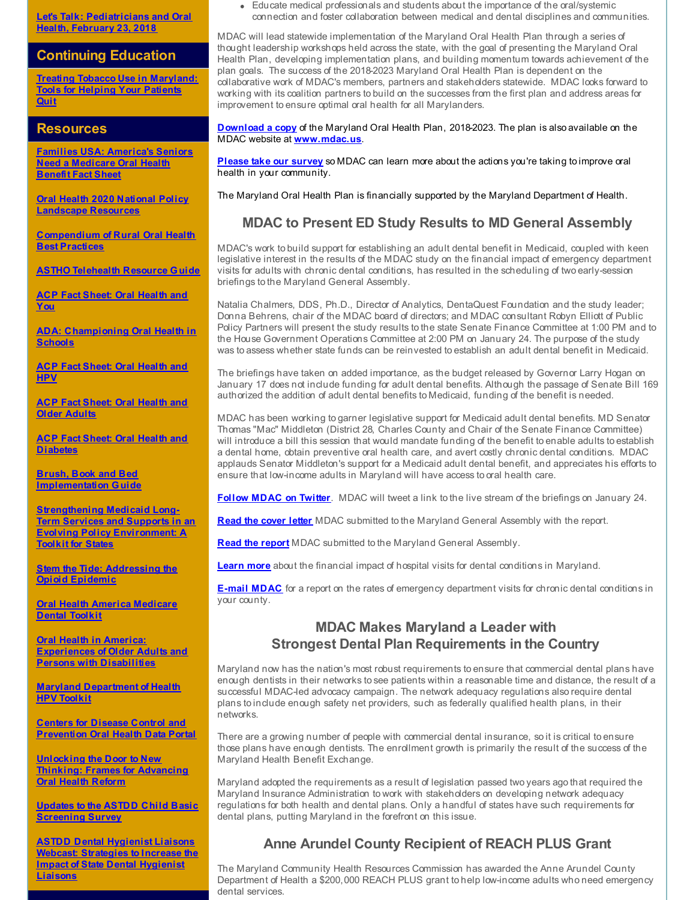[Let's Talk: Pediatricians and Oral Health, February 23, 2018]

## Continuing Education

[Treating Tobacco Use in Maryland: Tools for Helping Your Patients Quit]

## Resources

[Families USA: America's Seniors Need a Medicare Oral Health Benefit Fact Sheet]

[Oral Health 2020 National Policy Landscape Resources]

[Compendium of Rural Oral Health Best Practices]

[ASTHO Telehealth Resource Guide]

[ACP Fact Sheet: Oral Health and You]

[ADA: Championing Oral Health in Schools]

[ACP Fact Sheet: Oral Health and HPV]

[ACP Fact Sheet: Oral Health and Older Adults]

[ACP Fact Sheet: Oral Health and Diabetes]

[Brush, Book and Bed Implementation Guide]

[Strengthening Medicaid Long-Term Services and Supports in an Evolving Policy Environment: A Toolkit for States]

[Stem the Tide: Addressing the Opioid Epidemic]

[Oral Health America Medicare Dental Toolkit]

[Oral Health in America: Experiences of Older Adults and Persons with Disabilities]

[Maryland Department of Health HPV Toolkit]

[Centers for Disease Control and Prevention Oral Health Data Portal]

[Unlocking the Door to New Thinking: Frames for Advancing Oral Health Reform]

[Updates to the ASTDD Child Basic Screening Survey]

[ASTDD Dental Hygienist Liaisons Webcast: Strategies to Increase the Impact of State Dental Hygienist Liaisons]

- Educate medical professionals and students about the importance of the oral/systemic connection and foster collaboration between medical and dental disciplines and communities.

MDAC will lead statewide implementation of the Maryland Oral Health Plan through a series of thought leadership workshops held across the state, with the goal of presenting the Maryland Oral Health Plan, developing implementation plans, and building momentum towards achievement of the plan goals. The success of the 2018-2023 Maryland Oral Health Plan is dependent on the collaborative work of MDAC's members, partners and stakeholders statewide. MDAC looks forward to working with its coalition partners to build on the successes from the first plan and address areas for improvement to ensure optimal oral health for all Marylanders.

**Download a copy** of the Maryland Oral Health Plan, 2018-2023. The plan is also available on the MDAC website at **www.mdac.us**.

**Please take our survey** so MDAC can learn more about the actions you're taking to improve oral health in your community.

The Maryland Oral Health Plan is financially supported by the Maryland Department of Health.

## MDAC to Present ED Study Results to MD General Assembly

MDAC's work to build support for establishing an adult dental benefit in Medicaid, coupled with keen legislative interest in the results of the MDAC study on the financial impact of emergency department visits for adults with chronic dental conditions, has resulted in the scheduling of two early-session briefings to the Maryland General Assembly.

Natalia Chalmers, DDS, Ph.D., Director of Analytics, DentaQuest Foundation and the study leader; Donna Behrens, chair of the MDAC board of directors; and MDAC consultant Robyn Elliott of Public Policy Partners will present the study results to the state Senate Finance Committee at 1:00 PM and to the House Government Operations Committee at 2:00 PM on January 24. The purpose of the study was to assess whether state funds can be reinvested to establish an adult dental benefit in Medicaid.

The briefings have taken on added importance, as the budget released by Governor Larry Hogan on January 17 does not include funding for adult dental benefits. Although the passage of Senate Bill 169 authorized the addition of adult dental benefits to Medicaid, funding of the benefit is needed.

MDAC has been working to garner legislative support for Medicaid adult dental benefits. MD Senator Thomas "Mac" Middleton (District 28, Charles County and Chair of the Senate Finance Committee) will introduce a bill this session that would mandate funding of the benefit to enable adults to establish a dental home, obtain preventive oral health care, and avert costly chronic dental conditions. MDAC applauds Senator Middleton's support for a Medicaid adult dental benefit, and appreciates his efforts to ensure that low-income adults in Maryland will have access to oral health care.

**Follow MDAC on Twitter**. MDAC will tweet a link to the live stream of the briefings on January 24.

**Read the cover letter** MDAC submitted to the Maryland General Assembly with the report.

**Read the report** MDAC submitted to the Maryland General Assembly.

**Learn more** about the financial impact of hospital visits for dental conditions in Maryland.

**E-mail MDAC** for a report on the rates of emergency department visits for chronic dental conditions in your county.

## MDAC Makes Maryland a Leader with Strongest Dental Plan Requirements in the Country

Maryland now has the nation's most robust requirements to ensure that commercial dental plans have enough dentists in their networks to see patients within a reasonable time and distance, the result of a successful MDAC-led advocacy campaign. The network adequacy regulations also require dental plans to include enough safety net providers, such as federally qualified health plans, in their networks.

There are a growing number of people with commercial dental insurance, so it is critical to ensure those plans have enough dentists. The enrollment growth is primarily the result of the success of the Maryland Health Benefit Exchange.

Maryland adopted the requirements as a result of legislation passed two years ago that required the Maryland Insurance Administration to work with stakeholders on developing network adequacy regulations for both health and dental plans. Only a handful of states have such requirements for dental plans, putting Maryland in the forefront on this issue.

## Anne Arundel County Recipient of REACH PLUS Grant

The Maryland Community Health Resources Commission has awarded the Anne Arundel County Department of Health a $200,000 REACH PLUS grant to help low-income adults who need emergency dental services.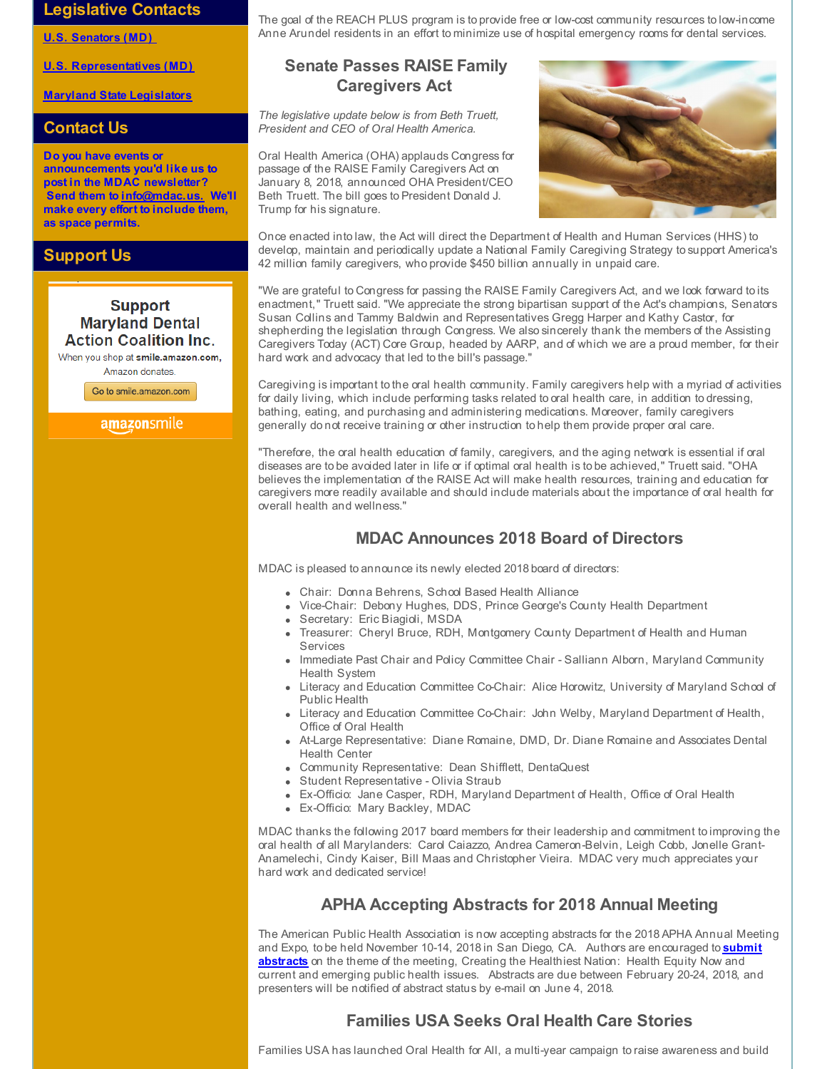## Legislative Contacts

[U.S. Senators (MD)](#)

[U.S. Representatives (MD)](#)

[Maryland State Legislators](#)

## Contact Us

**Do you have events or announcements you'd like us to post in the MDAC newsletter? Send them to info@mdac.us. We'll make every effort to include them, as space permits.**

## Support Us

Support Maryland Dental Action Coalition Inc.

When you shop at **smile.amazon.com,** Amazon donates.

Go to smile.amazon.com

amazonsmile

The goal of the REACH PLUS program is to provide free or low-cost community resources to low-income Anne Arundel residents in an effort to minimize use of hospital emergency rooms for dental services.

## Senate Passes RAISE Family Caregivers Act

*The legislative update below is from Beth Truett, President and CEO of Oral Health America.*

Oral Health America (OHA) applauds Congress for passage of the RAISE Family Caregivers Act on January 8, 2018, announced OHA President/CEO Beth Truett. The bill goes to President Donald J. Trump for his signature.

Once enacted into law, the Act will direct the Department of Health and Human Services (HHS) to develop, maintain and periodically update a National Family Caregiving Strategy to support America's 42 million family caregivers, who provide $450 billion annually in unpaid care.

"We are grateful to Congress for passing the RAISE Family Caregivers Act, and we look forward to its enactment," Truett said. "We appreciate the strong bipartisan support of the Act's champions, Senators Susan Collins and Tammy Baldwin and Representatives Gregg Harper and Kathy Castor, for shepherding the legislation through Congress. We also sincerely thank the members of the Assisting Caregivers Today (ACT) Core Group, headed by AARP, and of which we are a proud member, for their hard work and advocacy that led to the bill's passage."

Caregiving is important to the oral health community. Family caregivers help with a myriad of activities for daily living, which include performing tasks related to oral health care, in addition to dressing, bathing, eating, and purchasing and administering medications. Moreover, family caregivers generally do not receive training or other instruction to help them provide proper oral care.

"Therefore, the oral health education of family, caregivers, and the aging network is essential if oral diseases are to be avoided later in life or if optimal oral health is to be achieved," Truett said. "OHA believes the implementation of the RAISE Act will make health resources, training and education for caregivers more readily available and should include materials about the importance of oral health for overall health and wellness."

## MDAC Announces 2018 Board of Directors

MDAC is pleased to announce its newly elected 2018 board of directors:

- Chair: Donna Behrens, School Based Health Alliance
- Vice-Chair: Debony Hughes, DDS, Prince George's County Health Department
- Secretary: Eric Biagioli, MSDA
- Treasurer: Cheryl Bruce, RDH, Montgomery County Department of Health and Human Services
- Immediate Past Chair and Policy Committee Chair - Salliann Alborn, Maryland Community Health System
- Literacy and Education Committee Co-Chair: Alice Horowitz, University of Maryland School of Public Health
- Literacy and Education Committee Co-Chair: John Welby, Maryland Department of Health, Office of Oral Health
- At-Large Representative: Diane Romaine, DMD, Dr. Diane Romaine and Associates Dental Health Center
- Community Representative: Dean Shifflett, DentaQuest
- Student Representative - Olivia Straub
- Ex-Officio: Jane Casper, RDH, Maryland Department of Health, Office of Oral Health
- Ex-Officio: Mary Backley, MDAC

MDAC thanks the following 2017 board members for their leadership and commitment to improving the oral health of all Marylanders: Carol Caiazzo, Andrea Cameron-Belvin, Leigh Cobb, Jonelle Grant-Anamelechi, Cindy Kaiser, Bill Maas and Christopher Vieira. MDAC very much appreciates your hard work and dedicated service!

## APHA Accepting Abstracts for 2018 Annual Meeting

The American Public Health Association is now accepting abstracts for the 2018 APHA Annual Meeting and Expo, to be held November 10-14, 2018 in San Diego, CA. Authors are encouraged to **[submit abstracts](#)** on the theme of the meeting, Creating the Healthiest Nation: Health Equity Now and current and emerging public health issues. Abstracts are due between February 20-24, 2018, and presenters will be notified of abstract status by e-mail on June 4, 2018.

## Families USA Seeks Oral Health Care Stories

Families USA has launched Oral Health for All, a multi-year campaign to raise awareness and build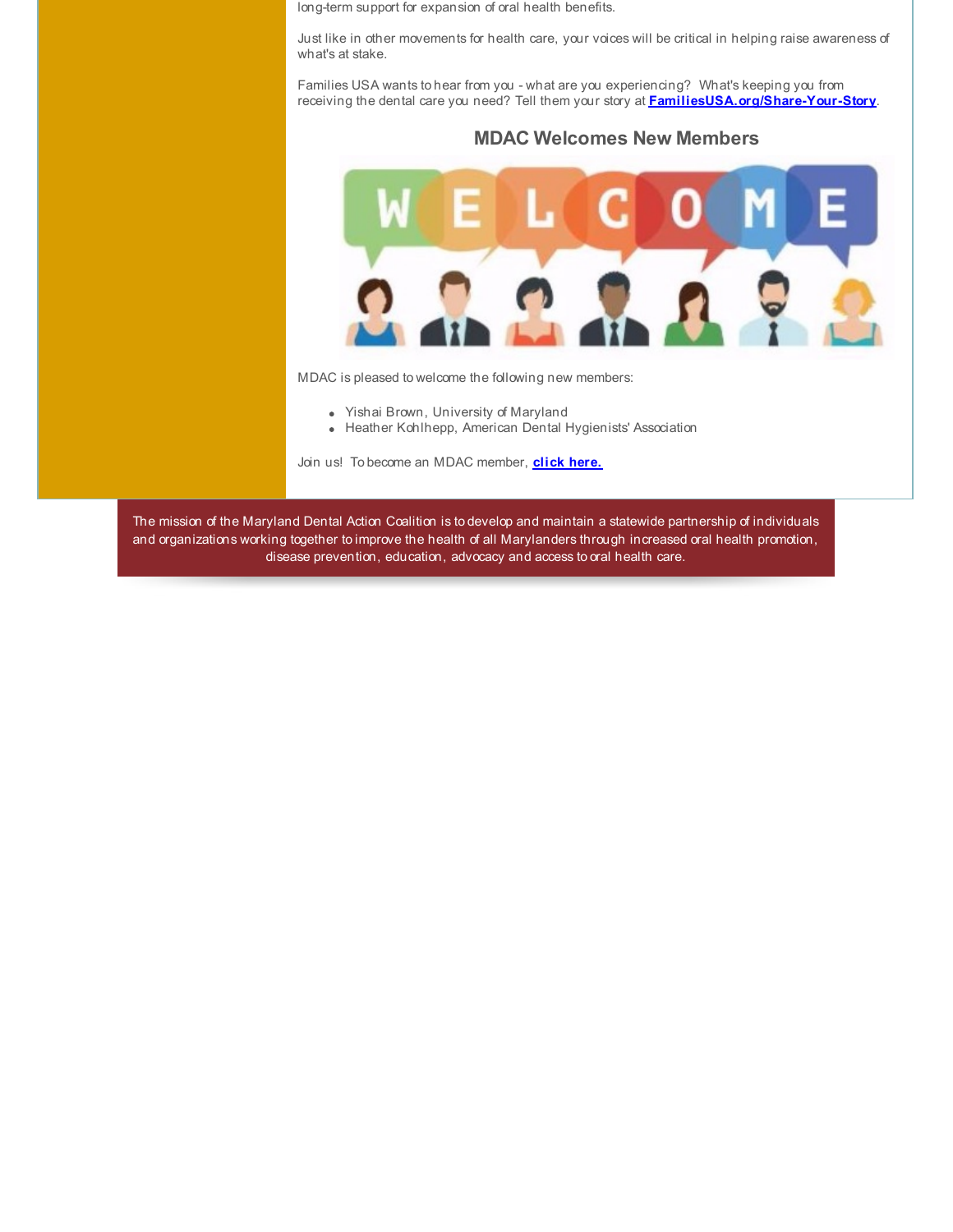long-term support for expansion of oral health benefits.

Just like in other movements for health care, your voices will be critical in helping raise awareness of what's at stake.

Families USA wants to hear from you - what are you experiencing? What's keeping you from receiving the dental care you need? Tell them your story at **FamiliesUSA.org/Share-Your-Story**.

## MDAC Welcomes New Members

MDAC is pleased to welcome the following new members:

- Yishai Brown, University of Maryland
- Heather Kohlhepp, American Dental Hygienists' Association

Join us! To become an MDAC member, **click here.**

The mission of the Maryland Dental Action Coalition is to develop and maintain a statewide partnership of individuals and organizations working together to improve the health of all Marylanders through increased oral health promotion, disease prevention, education, advocacy and access to oral health care.